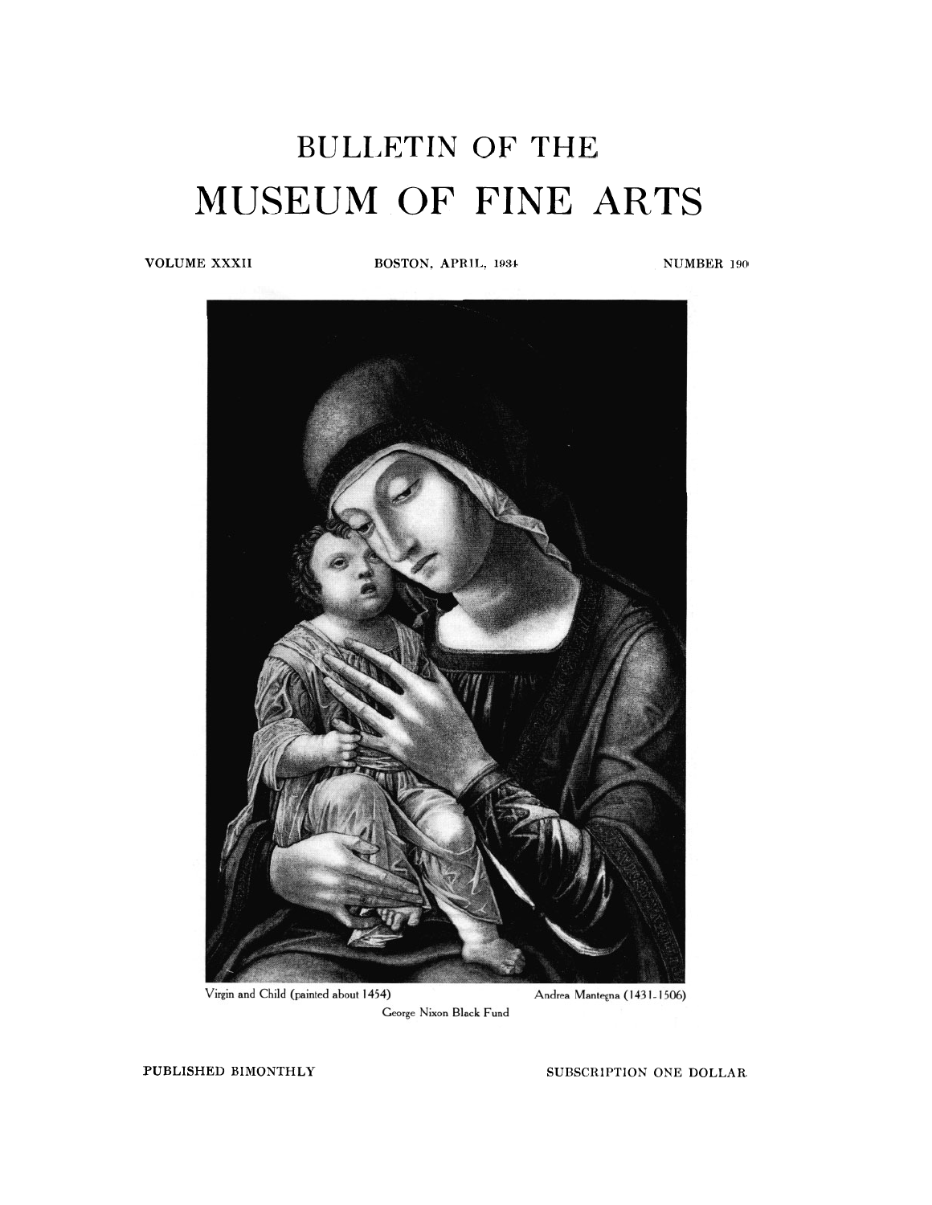# BULLETIN OF THE

# MUSEUM OF FINE ARTS

VOLUME XXXII | BOSTON, APRIL, 1934 | NUMBER 190

Virgin and Child (painted about 1454) Andrea Mantegna (1431-1506)

George Nixon Black Fund

PUBLISHED BIMONTHLY SUBSCRIPTION ONE DOLLAR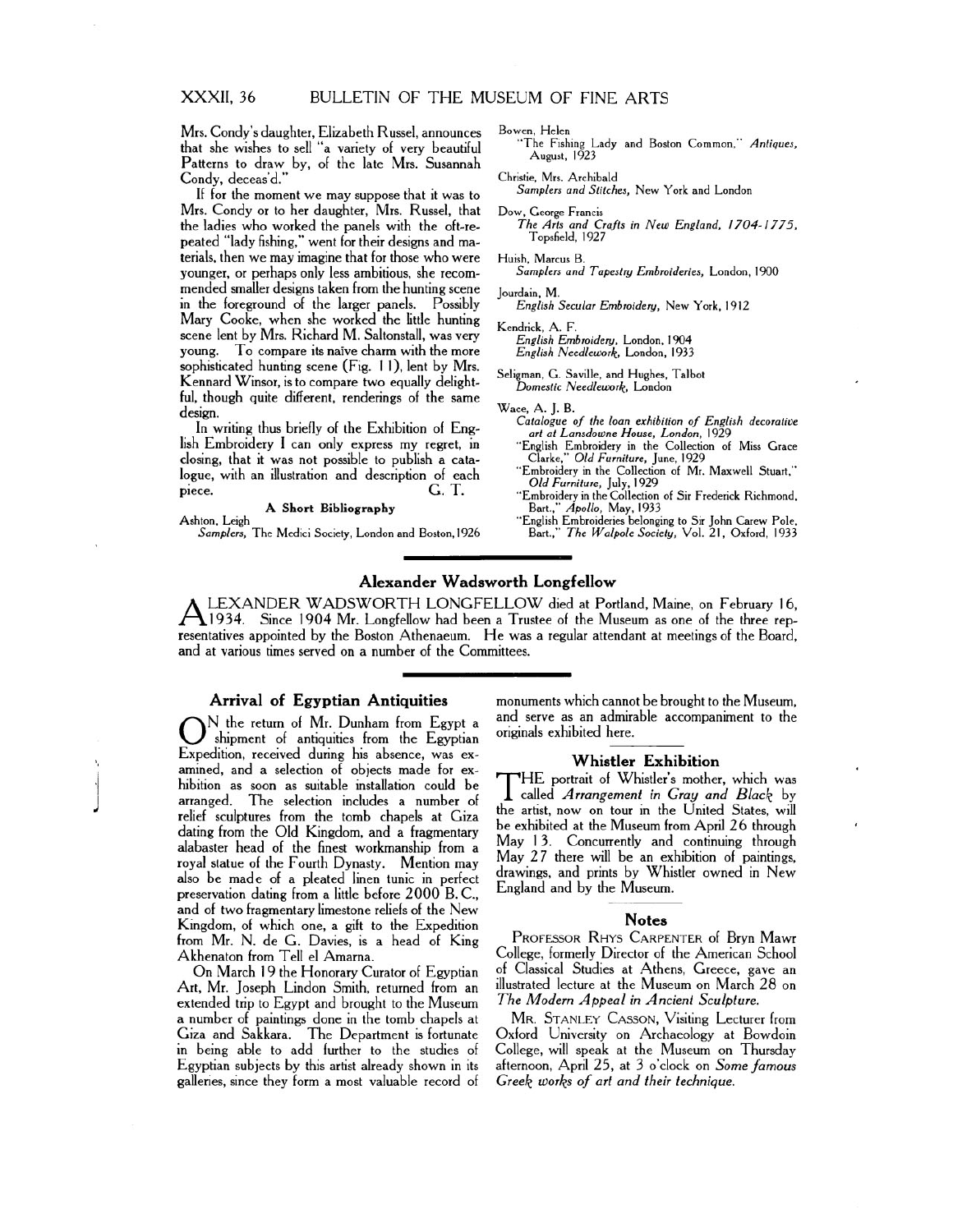Mrs. Condy's daughter, Elizabeth Russel, announces that she wishes to sell "a variety of very beautiful Patterns to draw by, of the late Mrs. Susannah Condy, deceas'd."

If for the moment we may suppose that it was to Mrs. Condy or to her daughter, Mrs. Russel, that the ladies who worked the panels with the oft-repeated "lady fishing," went for their designs and materials, then we may imagine that for those who were younger, or perhaps only less ambitious, she recommended smaller designs taken from the hunting scene in the foreground of the larger panels. Possibly Mary Cooke, when she worked the little hunting scene lent by Mrs. Richard M. Saltonstall, was very young. To compare its naïve charm with the more sophisticated hunting scene (Fig. 11), lent by Mrs. Kennard Winsor, is to compare two equally delightful, though quite different, renderings of the same design.

In writing thus briefly of the Exhibition of English Embroidery I can only express my regret, in closing, that it was not possible to publish a catalogue, with an illustration and description of each piece.
G. T.

### A Short Bibliography

Ashton, Leigh
*Samplers*, The Medici Society, London and Boston, 1926

Bowen, Helen
"The Fishing Lady and Boston Common," *Antiques*, August, 1923

Christie, Mrs. Archibald
*Samplers and Stitches*, New York and London

Dow, George Francis
*The Arts and Crafts in New England, 1704-1775*, Topsfield, 1927

Huish, Marcus B.
*Samplers and Tapestry Embroideries*, London, 1900

Jourdain, M.
*English Secular Embroidery*, New York, 1912

Kendrick, A. F.
*English Embroidery*, London, 1904
*English Needlework*, London, 1933

Seligman, G. Saville, and Hughes, Talbot
*Domestic Needlework*, London

Wace, A. J. B.
*Catalogue of the loan exhibition of English decorative art at Lansdowne House, London*, 1929
"English Embroidery in the Collection of Miss Grace Clarke," *Old Furniture*, June, 1929
"Embroidery in the Collection of Mr. Maxwell Stuart," *Old Furniture*, July, 1929
"Embroidery in the Collection of Sir Frederick Richmond, Bart.," *Apollo*, May, 1933
"English Embroideries belonging to Sir John Carew Pole, Bart.," *The Walpole Society*, Vol. 21, Oxford, 1933

## Alexander Wadsworth Longfellow

ALEXANDER WADSWORTH LONGFELLOW died at Portland, Maine, on February 16, 1934. Since 1904 Mr. Longfellow had been a Trustee of the Museum as one of the three representatives appointed by the Boston Athenaeum. He was a regular attendant at meetings of the Board, and at various times served on a number of the Committees.

## Arrival of Egyptian Antiquities

ON the return of Mr. Dunham from Egypt a shipment of antiquities from the Egyptian Expedition, received during his absence, was examined, and a selection of objects made for exhibition as soon as suitable installation could be arranged. The selection includes a number of relief sculptures from the tomb chapels at Giza dating from the Old Kingdom, and a fragmentary alabaster head of the finest workmanship from a royal statue of the Fourth Dynasty. Mention may also be made of a pleated linen tunic in perfect preservation dating from a little before 2000 B. C., and of two fragmentary limestone reliefs of the New Kingdom, of which one, a gift to the Expedition from Mr. N. de G. Davies, is a head of King Akhenaton from Tell el Amarna.

On March 19 the Honorary Curator of Egyptian Art, Mr. Joseph Lindon Smith, returned from an extended trip to Egypt and brought to the Museum a number of paintings done in the tomb chapels at Giza and Sakkara. The Department is fortunate in being able to add further to the studies of Egyptian subjects by this artist already shown in its galleries, since they form a most valuable record of monuments which cannot be brought to the Museum, and serve as an admirable accompaniment to the originals exhibited here.

## Whistler Exhibition

THE portrait of Whistler's mother, which was called *Arrangement in Gray and Black* by the artist, now on tour in the United States, will be exhibited at the Museum from April 26 through May 13. Concurrently and continuing through May 27 there will be an exhibition of paintings, drawings, and prints by Whistler owned in New England and by the Museum.

## Notes

PROFESSOR RHYS CARPENTER of Bryn Mawr College, formerly Director of the American School of Classical Studies at Athens, Greece, gave an illustrated lecture at the Museum on March 28 on *The Modern Appeal in Ancient Sculpture.*

MR. STANLEY CASSON, Visiting Lecturer from Oxford University on Archaeology at Bowdoin College, will speak at the Museum on Thursday afternoon, April 25, at 3 o'clock on *Some famous Greek works of art and their technique.*